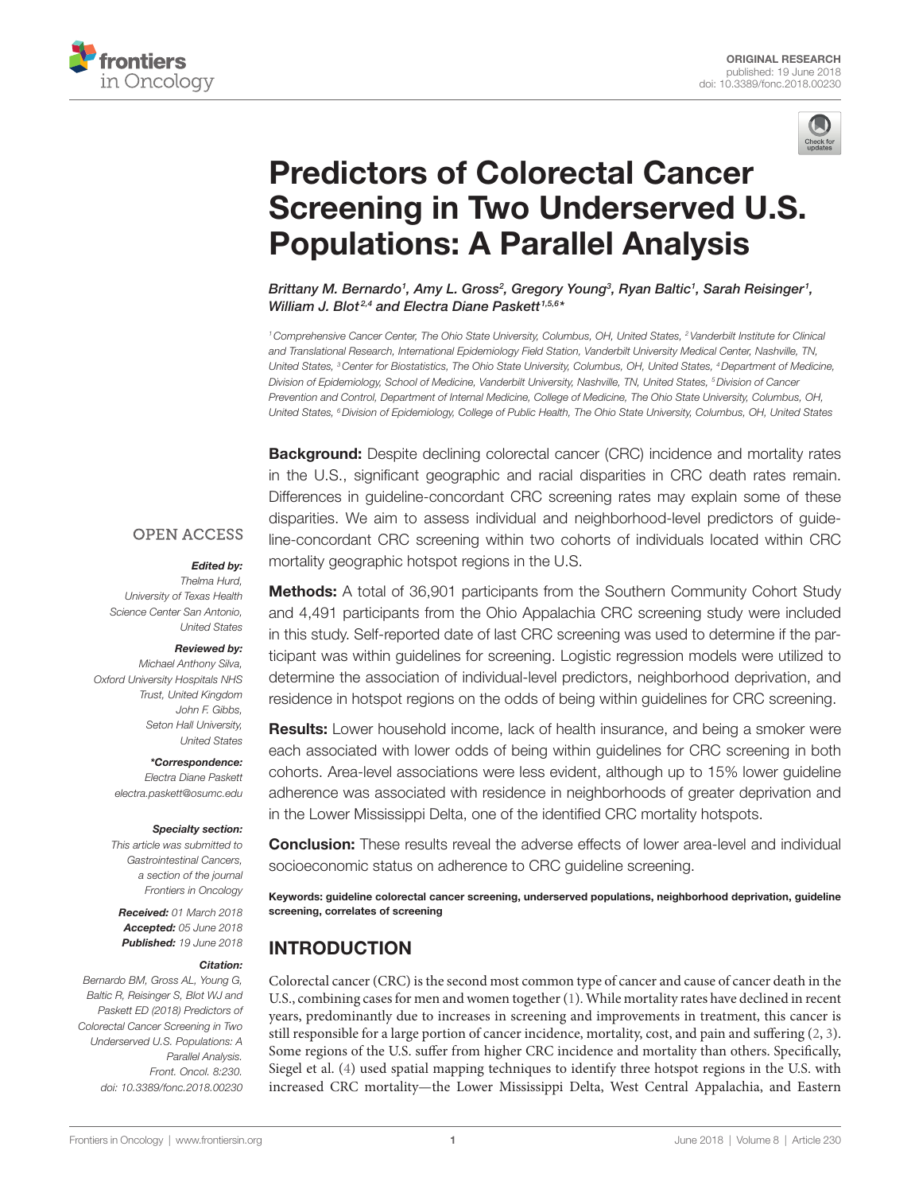ORIGINAL RESEARCH
published: 19 June 2018
doi: 10.3389/fonc.2018.00230

# Predictors of Colorectal Cancer Screening in Two Underserved U.S. Populations: A Parallel Analysis

*Brittany M. Bernardo[1], Amy L. Gross[2], Gregory Young[3], Ryan Baltic[1], Sarah Reisinger[1], William J. Blot[2,4] and Electra Diane Paskett[1,5,6]\**

[1] Comprehensive Cancer Center, The Ohio State University, Columbus, OH, United States, [2] Vanderbilt Institute for Clinical and Translational Research, International Epidemiology Field Station, Vanderbilt University Medical Center, Nashville, TN, United States, [3] Center for Biostatistics, The Ohio State University, Columbus, OH, United States, [4] Department of Medicine, Division of Epidemiology, School of Medicine, Vanderbilt University, Nashville, TN, United States, [5] Division of Cancer Prevention and Control, Department of Internal Medicine, College of Medicine, The Ohio State University, Columbus, OH, United States, [6] Division of Epidemiology, College of Public Health, The Ohio State University, Columbus, OH, United States

OPEN ACCESS

***Edited by:***
Thelma Hurd,
University of Texas Health Science Center San Antonio, United States

***Reviewed by:***
Michael Anthony Silva,
Oxford University Hospitals NHS Trust, United Kingdom
John F. Gibbs,
Seton Hall University, United States

***\*Correspondence:***
Electra Diane Paskett
electra.paskett@osumc.edu

***Specialty section:***
This article was submitted to Gastrointestinal Cancers, a section of the journal Frontiers in Oncology

***Received:*** 01 March 2018
***Accepted:*** 05 June 2018
***Published:*** 19 June 2018

***Citation:***
Bernardo BM, Gross AL, Young G, Baltic R, Reisinger S, Blot WJ and Paskett ED (2018) Predictors of Colorectal Cancer Screening in Two Underserved U.S. Populations: A Parallel Analysis. Front. Oncol. 8:230. doi: 10.3389/fonc.2018.00230

**Background:** Despite declining colorectal cancer (CRC) incidence and mortality rates in the U.S., significant geographic and racial disparities in CRC death rates remain. Differences in guideline-concordant CRC screening rates may explain some of these disparities. We aim to assess individual and neighborhood-level predictors of guideline-concordant CRC screening within two cohorts of individuals located within CRC mortality geographic hotspot regions in the U.S.

**Methods:** A total of 36,901 participants from the Southern Community Cohort Study and 4,491 participants from the Ohio Appalachia CRC screening study were included in this study. Self-reported date of last CRC screening was used to determine if the participant was within guidelines for screening. Logistic regression models were utilized to determine the association of individual-level predictors, neighborhood deprivation, and residence in hotspot regions on the odds of being within guidelines for CRC screening.

**Results:** Lower household income, lack of health insurance, and being a smoker were each associated with lower odds of being within guidelines for CRC screening in both cohorts. Area-level associations were less evident, although up to 15% lower guideline adherence was associated with residence in neighborhoods of greater deprivation and in the Lower Mississippi Delta, one of the identified CRC mortality hotspots.

**Conclusion:** These results reveal the adverse effects of lower area-level and individual socioeconomic status on adherence to CRC guideline screening.

**Keywords: guideline colorectal cancer screening, underserved populations, neighborhood deprivation, guideline screening, correlates of screening**

## INTRODUCTION

Colorectal cancer (CRC) is the second most common type of cancer and cause of cancer death in the U.S., combining cases for men and women together (1). While mortality rates have declined in recent years, predominantly due to increases in screening and improvements in treatment, this cancer is still responsible for a large portion of cancer incidence, mortality, cost, and pain and suffering (2, 3). Some regions of the U.S. suffer from higher CRC incidence and mortality than others. Specifically, Siegel et al. (4) used spatial mapping techniques to identify three hotspot regions in the U.S. with increased CRC mortality—the Lower Mississippi Delta, West Central Appalachia, and Eastern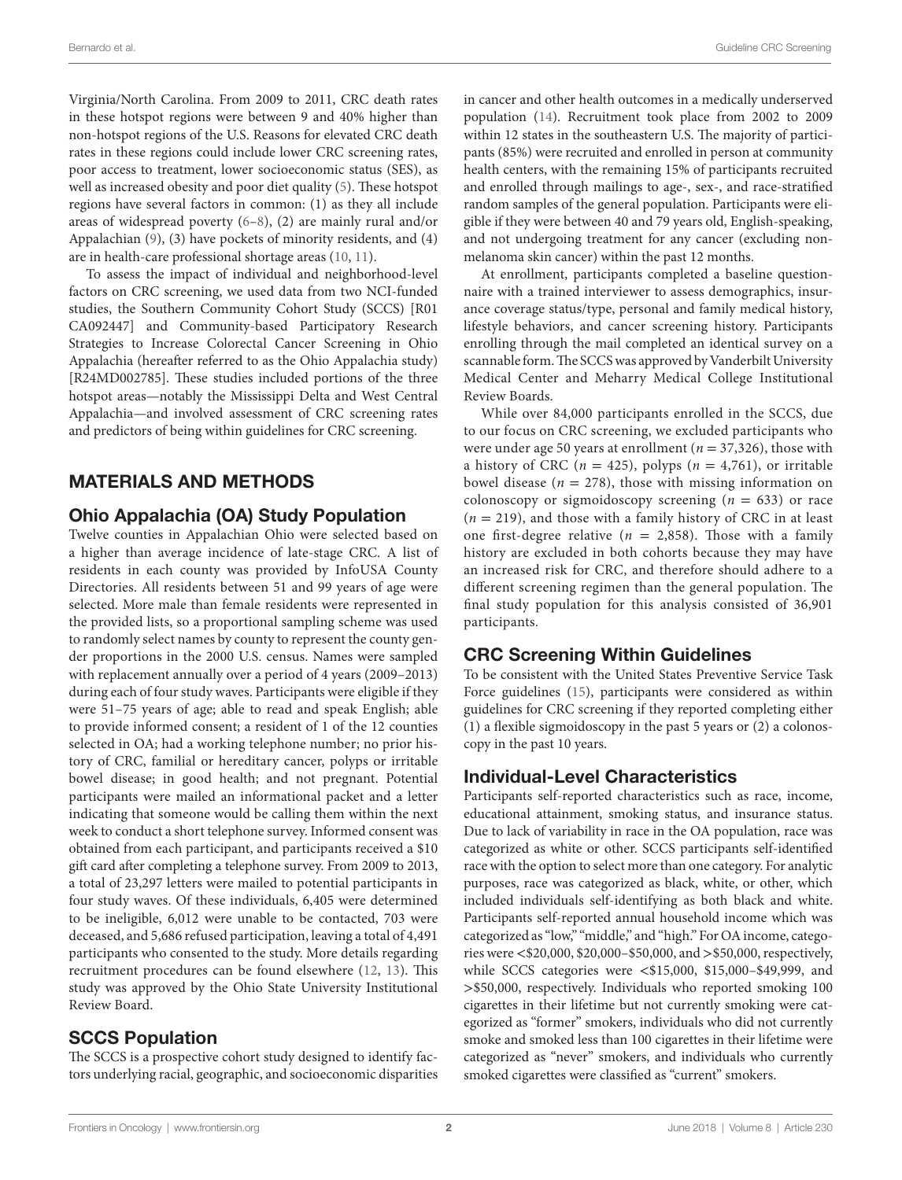Virginia/North Carolina. From 2009 to 2011, CRC death rates in these hotspot regions were between 9 and 40% higher than non-hotspot regions of the U.S. Reasons for elevated CRC death rates in these regions could include lower CRC screening rates, poor access to treatment, lower socioeconomic status (SES), as well as increased obesity and poor diet quality (5). These hotspot regions have several factors in common: (1) as they all include areas of widespread poverty (6–8), (2) are mainly rural and/or Appalachian (9), (3) have pockets of minority residents, and (4) are in health-care professional shortage areas (10, 11).

To assess the impact of individual and neighborhood-level factors on CRC screening, we used data from two NCI-funded studies, the Southern Community Cohort Study (SCCS) [R01 CA092447] and Community-based Participatory Research Strategies to Increase Colorectal Cancer Screening in Ohio Appalachia (hereafter referred to as the Ohio Appalachia study) [R24MD002785]. These studies included portions of the three hotspot areas—notably the Mississippi Delta and West Central Appalachia—and involved assessment of CRC screening rates and predictors of being within guidelines for CRC screening.

## MATERIALS AND METHODS

### Ohio Appalachia (OA) Study Population

Twelve counties in Appalachian Ohio were selected based on a higher than average incidence of late-stage CRC. A list of residents in each county was provided by InfoUSA County Directories. All residents between 51 and 99 years of age were selected. More male than female residents were represented in the provided lists, so a proportional sampling scheme was used to randomly select names by county to represent the county gender proportions in the 2000 U.S. census. Names were sampled with replacement annually over a period of 4 years (2009–2013) during each of four study waves. Participants were eligible if they were 51–75 years of age; able to read and speak English; able to provide informed consent; a resident of 1 of the 12 counties selected in OA; had a working telephone number; no prior history of CRC, familial or hereditary cancer, polyps or irritable bowel disease; in good health; and not pregnant. Potential participants were mailed an informational packet and a letter indicating that someone would be calling them within the next week to conduct a short telephone survey. Informed consent was obtained from each participant, and participants received a $10 gift card after completing a telephone survey. From 2009 to 2013, a total of 23,297 letters were mailed to potential participants in four study waves. Of these individuals, 6,405 were determined to be ineligible, 6,012 were unable to be contacted, 703 were deceased, and 5,686 refused participation, leaving a total of 4,491 participants who consented to the study. More details regarding recruitment procedures can be found elsewhere (12, 13). This study was approved by the Ohio State University Institutional Review Board.

### SCCS Population

The SCCS is a prospective cohort study designed to identify factors underlying racial, geographic, and socioeconomic disparities in cancer and other health outcomes in a medically underserved population (14). Recruitment took place from 2002 to 2009 within 12 states in the southeastern U.S. The majority of participants (85%) were recruited and enrolled in person at community health centers, with the remaining 15% of participants recruited and enrolled through mailings to age-, sex-, and race-stratified random samples of the general population. Participants were eligible if they were between 40 and 79 years old, English-speaking, and not undergoing treatment for any cancer (excluding non-melanoma skin cancer) within the past 12 months.

At enrollment, participants completed a baseline questionnaire with a trained interviewer to assess demographics, insurance coverage status/type, personal and family medical history, lifestyle behaviors, and cancer screening history. Participants enrolling through the mail completed an identical survey on a scannable form. The SCCS was approved by Vanderbilt University Medical Center and Meharry Medical College Institutional Review Boards.

While over 84,000 participants enrolled in the SCCS, due to our focus on CRC screening, we excluded participants who were under age 50 years at enrollment ($n = 37,326$), those with a history of CRC ($n = 425$), polyps ($n = 4,761$), or irritable bowel disease ($n = 278$), those with missing information on colonoscopy or sigmoidoscopy screening ($n = 633$) or race ($n = 219$), and those with a family history of CRC in at least one first-degree relative ($n = 2,858$). Those with a family history are excluded in both cohorts because they may have an increased risk for CRC, and therefore should adhere to a different screening regimen than the general population. The final study population for this analysis consisted of 36,901 participants.

### CRC Screening Within Guidelines

To be consistent with the United States Preventive Service Task Force guidelines (15), participants were considered as within guidelines for CRC screening if they reported completing either (1) a flexible sigmoidoscopy in the past 5 years or (2) a colonoscopy in the past 10 years.

### Individual-Level Characteristics

Participants self-reported characteristics such as race, income, educational attainment, smoking status, and insurance status. Due to lack of variability in race in the OA population, race was categorized as white or other. SCCS participants self-identified race with the option to select more than one category. For analytic purposes, race was categorized as black, white, or other, which included individuals self-identifying as both black and white. Participants self-reported annual household income which was categorized as "low," "middle," and "high." For OA income, categories were <$20,000, $20,000–$50,000, and >$50,000, respectively, while SCCS categories were <$15,000, $15,000–$49,999, and >$50,000, respectively. Individuals who reported smoking 100 cigarettes in their lifetime but not currently smoking were categorized as "former" smokers, individuals who did not currently smoke and smoked less than 100 cigarettes in their lifetime were categorized as "never" smokers, and individuals who currently smoked cigarettes were classified as "current" smokers.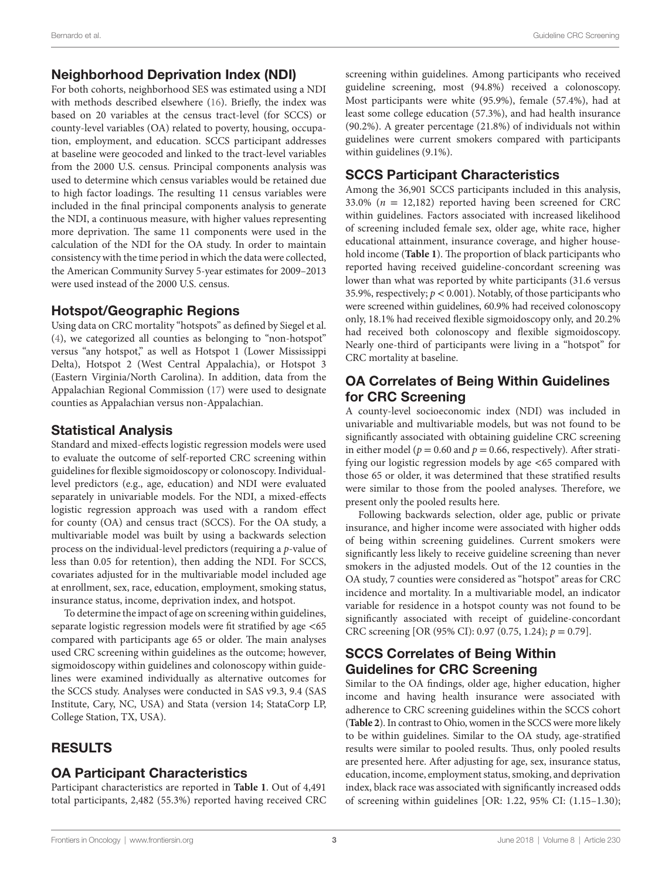## Neighborhood Deprivation Index (NDI)

For both cohorts, neighborhood SES was estimated using a NDI with methods described elsewhere (16). Briefly, the index was based on 20 variables at the census tract-level (for SCCS) or county-level variables (OA) related to poverty, housing, occupation, employment, and education. SCCS participant addresses at baseline were geocoded and linked to the tract-level variables from the 2000 U.S. census. Principal components analysis was used to determine which census variables would be retained due to high factor loadings. The resulting 11 census variables were included in the final principal components analysis to generate the NDI, a continuous measure, with higher values representing more deprivation. The same 11 components were used in the calculation of the NDI for the OA study. In order to maintain consistency with the time period in which the data were collected, the American Community Survey 5-year estimates for 2009–2013 were used instead of the 2000 U.S. census.

## Hotspot/Geographic Regions

Using data on CRC mortality "hotspots" as defined by Siegel et al. (4), we categorized all counties as belonging to "non-hotspot" versus "any hotspot," as well as Hotspot 1 (Lower Mississippi Delta), Hotspot 2 (West Central Appalachia), or Hotspot 3 (Eastern Virginia/North Carolina). In addition, data from the Appalachian Regional Commission (17) were used to designate counties as Appalachian versus non-Appalachian.

## Statistical Analysis

Standard and mixed-effects logistic regression models were used to evaluate the outcome of self-reported CRC screening within guidelines for flexible sigmoidoscopy or colonoscopy. Individual-level predictors (e.g., age, education) and NDI were evaluated separately in univariable models. For the NDI, a mixed-effects logistic regression approach was used with a random effect for county (OA) and census tract (SCCS). For the OA study, a multivariable model was built by using a backwards selection process on the individual-level predictors (requiring a $p$-value of less than 0.05 for retention), then adding the NDI. For SCCS, covariates adjusted for in the multivariable model included age at enrollment, sex, race, education, employment, smoking status, insurance status, income, deprivation index, and hotspot.

To determine the impact of age on screening within guidelines, separate logistic regression models were fit stratified by age <65 compared with participants age 65 or older. The main analyses used CRC screening within guidelines as the outcome; however, sigmoidoscopy within guidelines and colonoscopy within guidelines were examined individually as alternative outcomes for the SCCS study. Analyses were conducted in SAS v9.3, 9.4 (SAS Institute, Cary, NC, USA) and Stata (version 14; StataCorp LP, College Station, TX, USA).

# RESULTS

## OA Participant Characteristics

Participant characteristics are reported in **Table 1**. Out of 4,491 total participants, 2,482 (55.3%) reported having received CRC screening within guidelines. Among participants who received guideline screening, most (94.8%) received a colonoscopy. Most participants were white (95.9%), female (57.4%), had at least some college education (57.3%), and had health insurance (90.2%). A greater percentage (21.8%) of individuals not within guidelines were current smokers compared with participants within guidelines (9.1%).

## SCCS Participant Characteristics

Among the 36,901 SCCS participants included in this analysis, 33.0% ($n$ = 12,182) reported having been screened for CRC within guidelines. Factors associated with increased likelihood of screening included female sex, older age, white race, higher educational attainment, insurance coverage, and higher household income (**Table 1**). The proportion of black participants who reported having received guideline-concordant screening was lower than what was reported by white participants (31.6 versus 35.9%, respectively; $p < 0.001$). Notably, of those participants who were screened within guidelines, 60.9% had received colonoscopy only, 18.1% had received flexible sigmoidoscopy only, and 20.2% had received both colonoscopy and flexible sigmoidoscopy. Nearly one-third of participants were living in a "hotspot" for CRC mortality at baseline.

## OA Correlates of Being Within Guidelines for CRC Screening

A county-level socioeconomic index (NDI) was included in univariable and multivariable models, but was not found to be significantly associated with obtaining guideline CRC screening in either model ($p = 0.60$ and $p = 0.66$, respectively). After stratifying our logistic regression models by age <65 compared with those 65 or older, it was determined that these stratified results were similar to those from the pooled analyses. Therefore, we present only the pooled results here.

Following backwards selection, older age, public or private insurance, and higher income were associated with higher odds of being within screening guidelines. Current smokers were significantly less likely to receive guideline screening than never smokers in the adjusted models. Out of the 12 counties in the OA study, 7 counties were considered as "hotspot" areas for CRC incidence and mortality. In a multivariable model, an indicator variable for residence in a hotspot county was not found to be significantly associated with receipt of guideline-concordant CRC screening [OR (95% CI): 0.97 (0.75, 1.24); $p = 0.79$].

## SCCS Correlates of Being Within Guidelines for CRC Screening

Similar to the OA findings, older age, higher education, higher income and having health insurance were associated with adherence to CRC screening guidelines within the SCCS cohort (**Table 2**). In contrast to Ohio, women in the SCCS were more likely to be within guidelines. Similar to the OA study, age-stratified results were similar to pooled results. Thus, only pooled results are presented here. After adjusting for age, sex, insurance status, education, income, employment status, smoking, and deprivation index, black race was associated with significantly increased odds of screening within guidelines [OR: 1.22, 95% CI: (1.15–1.30);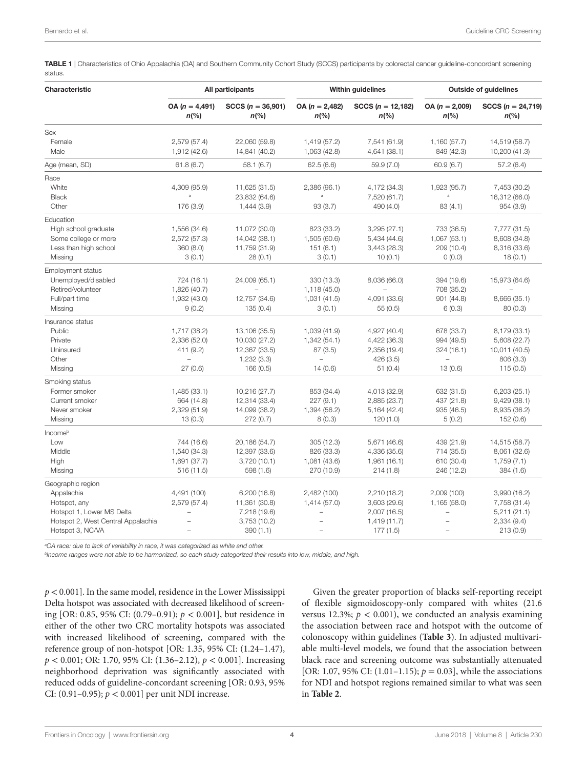**TABLE 1** | Characteristics of Ohio Appalachia (OA) and Southern Community Cohort Study (SCCS) participants by colorectal cancer guideline-concordant screening status.

| Characteristic | All participants | | Within guidelines | | Outside of guidelines | |
|---|---|---|---|---|---|---|
| | OA (n = 4,491) n(%) | SCCS (n = 36,901) n(%) | OA (n = 2,482) n(%) | SCCS (n = 12,182) n(%) | OA (n = 2,009) n(%) | SCCS (n = 24,719) n(%) |
| **Sex** | | | | | | |
| Female | 2,579 (57.4) | 22,060 (59.8) | 1,419 (57.2) | 7,541 (61.9) | 1,160 (57.7) | 14,519 (58.7) |
| Male | 1,912 (42.6) | 14,841 (40.2) | 1,063 (42.8) | 4,641 (38.1) | 849 (42.3) | 10,200 (41.3) |
| Age (mean, SD) | 61.8 (6.7) | 58.1 (6.7) | 62.5 (6.6) | 59.9 (7.0) | 60.9 (6.7) | 57.2 (6.4) |
| **Race** | | | | | | |
| White | 4,309 (95.9) | 11,625 (31.5) | 2,386 (96.1) | 4,172 (34.3) | 1,923 (95.7) | 7,453 (30.2) |
| Black | [a] | 23,832 (64.6) | [a] | 7,520 (61.7) | [a] | 16,312 (66.0) |
| Other | 176 (3.9) | 1,444 (3.9) | 93 (3.7) | 490 (4.0) | 83 (4.1) | 954 (3.9) |
| **Education** | | | | | | |
| High school graduate | 1,556 (34.6) | 11,072 (30.0) | 823 (33.2) | 3,295 (27.1) | 733 (36.5) | 7,777 (31.5) |
| Some college or more | 2,572 (57.3) | 14,042 (38.1) | 1,505 (60.6) | 5,434 (44.6) | 1,067 (53.1) | 8,608 (34.8) |
| Less than high school | 360 (8.0) | 11,759 (31.9) | 151 (6.1) | 3,443 (28.3) | 209 (10.4) | 8,316 (33.6) |
| Missing | 3 (0.1) | 28 (0.1) | 3 (0.1) | 10 (0.1) | 0 (0.0) | 18 (0.1) |
| **Employment status** | | | | | | |
| Unemployed/disabled | 724 (16.1) | 24,009 (65.1) | 330 (13.3) | 8,036 (66.0) | 394 (19.6) | 15,973 (64.6) |
| Retired/volunteer | 1,826 (40.7) | – | 1,118 (45.0) | – | 708 (35.2) | – |
| Full/part time | 1,932 (43.0) | 12,757 (34.6) | 1,031 (41.5) | 4,091 (33.6) | 901 (44.8) | 8,666 (35.1) |
| Missing | 9 (0.2) | 135 (0.4) | 3 (0.1) | 55 (0.5) | 6 (0.3) | 80 (0.3) |
| **Insurance status** | | | | | | |
| Public | 1,717 (38.2) | 13,106 (35.5) | 1,039 (41.9) | 4,927 (40.4) | 678 (33.7) | 8,179 (33.1) |
| Private | 2,336 (52.0) | 10,030 (27.2) | 1,342 (54.1) | 4,422 (36.3) | 994 (49.5) | 5,608 (22.7) |
| Uninsured | 411 (9.2) | 12,367 (33.5) | 87 (3.5) | 2,356 (19.4) | 324 (16.1) | 10,011 (40.5) |
| Other | – | 1,232 (3.3) | – | 426 (3.5) | – | 806 (3.3) |
| Missing | 27 (0.6) | 166 (0.5) | 14 (0.6) | 51 (0.4) | 13 (0.6) | 115 (0.5) |
| **Smoking status** | | | | | | |
| Former smoker | 1,485 (33.1) | 10,216 (27.7) | 853 (34.4) | 4,013 (32.9) | 632 (31.5) | 6,203 (25.1) |
| Current smoker | 664 (14.8) | 12,314 (33.4) | 227 (9.1) | 2,885 (23.7) | 437 (21.8) | 9,429 (38.1) |
| Never smoker | 2,329 (51.9) | 14,099 (38.2) | 1,394 (56.2) | 5,164 (42.4) | 935 (46.5) | 8,935 (36.2) |
| Missing | 13 (0.3) | 272 (0.7) | 8 (0.3) | 120 (1.0) | 5 (0.2) | 152 (0.6) |
| **Income[b]** | | | | | | |
| Low | 744 (16.6) | 20,186 (54.7) | 305 (12.3) | 5,671 (46.6) | 439 (21.9) | 14,515 (58.7) |
| Middle | 1,540 (34.3) | 12,397 (33.6) | 826 (33.3) | 4,336 (35.6) | 714 (35.5) | 8,061 (32.6) |
| High | 1,691 (37.7) | 3,720 (10.1) | 1,081 (43.6) | 1,961 (16.1) | 610 (30.4) | 1,759 (7.1) |
| Missing | 516 (11.5) | 598 (1.6) | 270 (10.9) | 214 (1.8) | 246 (12.2) | 384 (1.6) |
| **Geographic region** | | | | | | |
| Appalachia | 4,491 (100) | 6,200 (16.8) | 2,482 (100) | 2,210 (18.2) | 2,009 (100) | 3,990 (16.2) |
| Hotspot, any | 2,579 (57.4) | 11,361 (30.8) | 1,414 (57.0) | 3,603 (29.6) | 1,165 (58.0) | 7,758 (31.4) |
| Hotspot 1, Lower MS Delta | – | 7,218 (19.6) | – | 2,007 (16.5) | – | 5,211 (21.1) |
| Hotspot 2, West Central Appalachia | – | 3,753 (10.2) | – | 1,419 (11.7) | – | 2,334 (9.4) |
| Hotspot 3, NC/VA | – | 390 (1.1) | – | 177 (1.5) | – | 213 (0.9) |

[a]OA race: due to lack of variability in race, it was categorized as white and other.

[b]Income ranges were not able to be harmonized, so each study categorized their results into low, middle, and high.

$p < 0.001$]. In the same model, residence in the Lower Mississippi Delta hotspot was associated with decreased likelihood of screening [OR: 0.85, 95% CI: (0.79–0.91); $p < 0.001$], but residence in either of the other two CRC mortality hotspots was associated with increased likelihood of screening, compared with the reference group of non-hotspot [OR: 1.35, 95% CI: (1.24–1.47), $p < 0.001$; OR: 1.70, 95% CI: (1.36–2.12), $p < 0.001$]. Increasing neighborhood deprivation was significantly associated with reduced odds of guideline-concordant screening [OR: 0.93, 95% CI: (0.91–0.95); $p < 0.001$] per unit NDI increase.

Given the greater proportion of blacks self-reporting receipt of flexible sigmoidoscopy-only compared with whites (21.6 versus 12.3%; $p < 0.001$), we conducted an analysis examining the association between race and hotspot with the outcome of colonoscopy within guidelines (**Table 3**). In adjusted multivariable multi-level models, we found that the association between black race and screening outcome was substantially attenuated [OR: 1.07, 95% CI: (1.01–1.15); $p = 0.03$], while the associations for NDI and hotspot regions remained similar to what was seen in **Table 2**.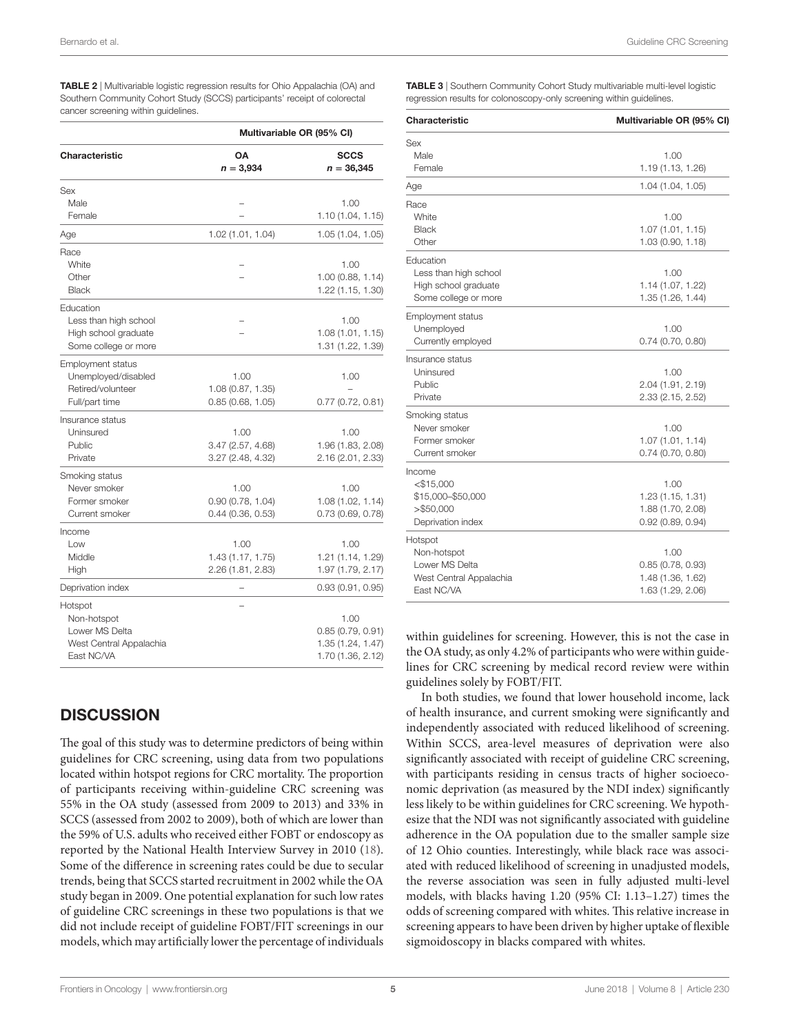**TABLE 2** | Multivariable logistic regression results for Ohio Appalachia (OA) and Southern Community Cohort Study (SCCS) participants' receipt of colorectal cancer screening within guidelines.

| Characteristic | Multivariable OR (95% CI) | |
|---|---|---|
| | **OA** $n = 3,934$ | **SCCS** $n = 36,345$ |
| Sex | | |
| Male | – | 1.00 |
| Female | – | 1.10 (1.04, 1.15) |
| Age | 1.02 (1.01, 1.04) | 1.05 (1.04, 1.05) |
| Race | | |
| White | – | 1.00 |
| Other | – | 1.00 (0.88, 1.14) |
| Black | | 1.22 (1.15, 1.30) |
| Education | | |
| Less than high school | – | 1.00 |
| High school graduate | – | 1.08 (1.01, 1.15) |
| Some college or more | | 1.31 (1.22, 1.39) |
| Employment status | | |
| Unemployed/disabled | 1.00 | 1.00 |
| Retired/volunteer | 1.08 (0.87, 1.35) | – |
| Full/part time | 0.85 (0.68, 1.05) | 0.77 (0.72, 0.81) |
| Insurance status | | |
| Uninsured | 1.00 | 1.00 |
| Public | 3.47 (2.57, 4.68) | 1.96 (1.83, 2.08) |
| Private | 3.27 (2.48, 4.32) | 2.16 (2.01, 2.33) |
| Smoking status | | |
| Never smoker | 1.00 | 1.00 |
| Former smoker | 0.90 (0.78, 1.04) | 1.08 (1.02, 1.14) |
| Current smoker | 0.44 (0.36, 0.53) | 0.73 (0.69, 0.78) |
| Income | | |
| Low | 1.00 | 1.00 |
| Middle | 1.43 (1.17, 1.75) | 1.21 (1.14, 1.29) |
| High | 2.26 (1.81, 2.83) | 1.97 (1.79, 2.17) |
| Deprivation index | – | 0.93 (0.91, 0.95) |
| Hotspot | – | |
| Non-hotspot | | 1.00 |
| Lower MS Delta | | 0.85 (0.79, 0.91) |
| West Central Appalachia | | 1.35 (1.24, 1.47) |
| East NC/VA | | 1.70 (1.36, 2.12) |

**TABLE 3** | Southern Community Cohort Study multivariable multi-level logistic regression results for colonoscopy-only screening within guidelines.

| Characteristic | Multivariable OR (95% CI) |
|---|---|
| Sex | |
| Male | 1.00 |
| Female | 1.19 (1.13, 1.26) |
| Age | 1.04 (1.04, 1.05) |
| Race | |
| White | 1.00 |
| Black | 1.07 (1.01, 1.15) |
| Other | 1.03 (0.90, 1.18) |
| Education | |
| Less than high school | 1.00 |
| High school graduate | 1.14 (1.07, 1.22) |
| Some college or more | 1.35 (1.26, 1.44) |
| Employment status | |
| Unemployed | 1.00 |
| Currently employed | 0.74 (0.70, 0.80) |
| Insurance status | |
| Uninsured | 1.00 |
| Public | 2.04 (1.91, 2.19) |
| Private | 2.33 (2.15, 2.52) |
| Smoking status | |
| Never smoker | 1.00 |
| Former smoker | 1.07 (1.01, 1.14) |
| Current smoker | 0.74 (0.70, 0.80) |
| Income | |
| <$15,000 | 1.00 |
| $15,000–$50,000 | 1.23 (1.15, 1.31) |
| >$50,000 | 1.88 (1.70, 2.08) |
| Deprivation index | 0.92 (0.89, 0.94) |
| Hotspot | |
| Non-hotspot | 1.00 |
| Lower MS Delta | 0.85 (0.78, 0.93) |
| West Central Appalachia | 1.48 (1.36, 1.62) |
| East NC/VA | 1.63 (1.29, 2.06) |

## DISCUSSION

The goal of this study was to determine predictors of being within guidelines for CRC screening, using data from two populations located within hotspot regions for CRC mortality. The proportion of participants receiving within-guideline CRC screening was 55% in the OA study (assessed from 2009 to 2013) and 33% in SCCS (assessed from 2002 to 2009), both of which are lower than the 59% of U.S. adults who received either FOBT or endoscopy as reported by the National Health Interview Survey in 2010 (18). Some of the difference in screening rates could be due to secular trends, being that SCCS started recruitment in 2002 while the OA study began in 2009. One potential explanation for such low rates of guideline CRC screenings in these two populations is that we did not include receipt of guideline FOBT/FIT screenings in our models, which may artificially lower the percentage of individuals within guidelines for screening. However, this is not the case in the OA study, as only 4.2% of participants who were within guidelines for CRC screening by medical record review were within guidelines solely by FOBT/FIT.

In both studies, we found that lower household income, lack of health insurance, and current smoking were significantly and independently associated with reduced likelihood of screening. Within SCCS, area-level measures of deprivation were also significantly associated with receipt of guideline CRC screening, with participants residing in census tracts of higher socioeconomic deprivation (as measured by the NDI index) significantly less likely to be within guidelines for CRC screening. We hypothesize that the NDI was not significantly associated with guideline adherence in the OA population due to the smaller sample size of 12 Ohio counties. Interestingly, while black race was associated with reduced likelihood of screening in unadjusted models, the reverse association was seen in fully adjusted multi-level models, with blacks having 1.20 (95% CI: 1.13–1.27) times the odds of screening compared with whites. This relative increase in screening appears to have been driven by higher uptake of flexible sigmoidoscopy in blacks compared with whites.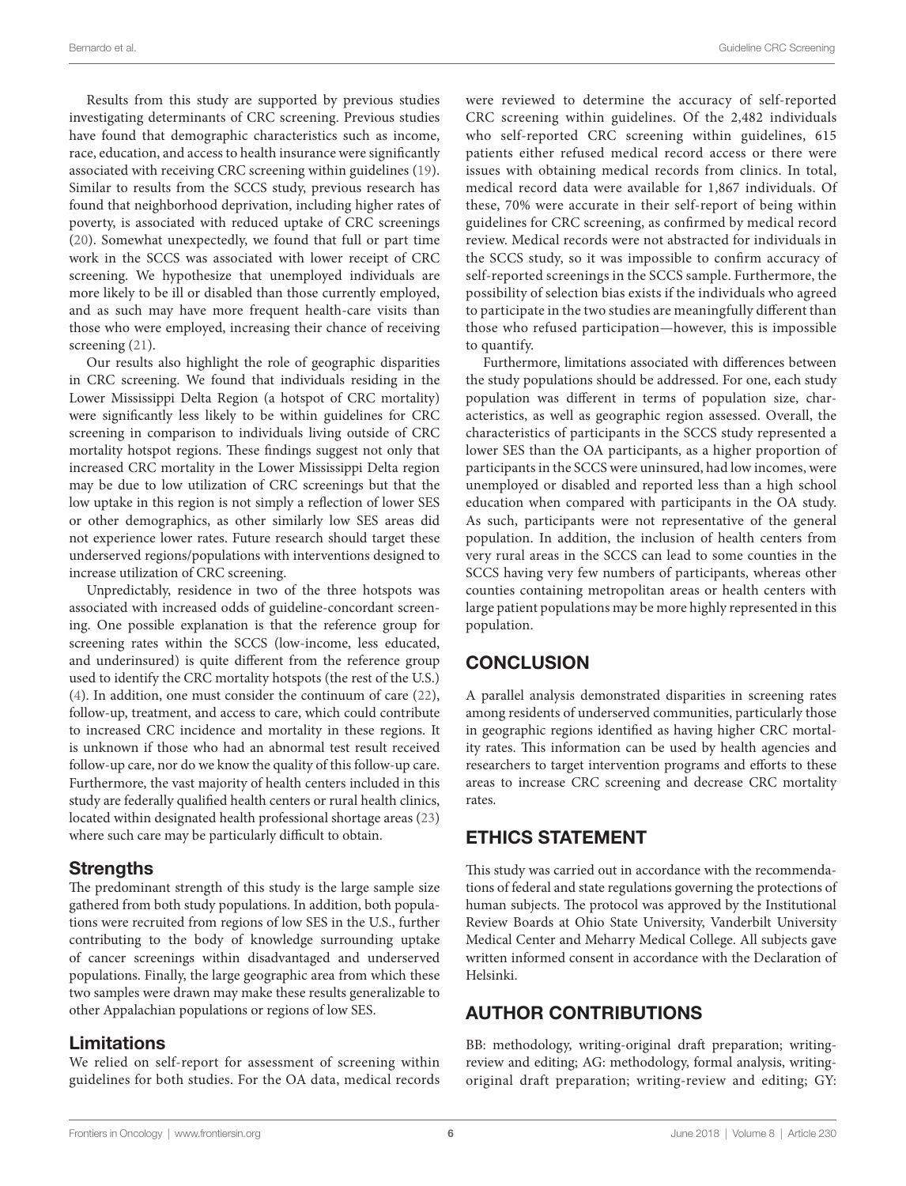Results from this study are supported by previous studies investigating determinants of CRC screening. Previous studies have found that demographic characteristics such as income, race, education, and access to health insurance were significantly associated with receiving CRC screening within guidelines (19). Similar to results from the SCCS study, previous research has found that neighborhood deprivation, including higher rates of poverty, is associated with reduced uptake of CRC screenings (20). Somewhat unexpectedly, we found that full or part time work in the SCCS was associated with lower receipt of CRC screening. We hypothesize that unemployed individuals are more likely to be ill or disabled than those currently employed, and as such may have more frequent health-care visits than those who were employed, increasing their chance of receiving screening (21).

Our results also highlight the role of geographic disparities in CRC screening. We found that individuals residing in the Lower Mississippi Delta Region (a hotspot of CRC mortality) were significantly less likely to be within guidelines for CRC screening in comparison to individuals living outside of CRC mortality hotspot regions. These findings suggest not only that increased CRC mortality in the Lower Mississippi Delta region may be due to low utilization of CRC screenings but that the low uptake in this region is not simply a reflection of lower SES or other demographics, as other similarly low SES areas did not experience lower rates. Future research should target these underserved regions/populations with interventions designed to increase utilization of CRC screening.

Unpredictably, residence in two of the three hotspots was associated with increased odds of guideline-concordant screening. One possible explanation is that the reference group for screening rates within the SCCS (low-income, less educated, and underinsured) is quite different from the reference group used to identify the CRC mortality hotspots (the rest of the U.S.) (4). In addition, one must consider the continuum of care (22), follow-up, treatment, and access to care, which could contribute to increased CRC incidence and mortality in these regions. It is unknown if those who had an abnormal test result received follow-up care, nor do we know the quality of this follow-up care. Furthermore, the vast majority of health centers included in this study are federally qualified health centers or rural health clinics, located within designated health professional shortage areas (23) where such care may be particularly difficult to obtain.

### Strengths

The predominant strength of this study is the large sample size gathered from both study populations. In addition, both populations were recruited from regions of low SES in the U.S., further contributing to the body of knowledge surrounding uptake of cancer screenings within disadvantaged and underserved populations. Finally, the large geographic area from which these two samples were drawn may make these results generalizable to other Appalachian populations or regions of low SES.

### Limitations

We relied on self-report for assessment of screening within guidelines for both studies. For the OA data, medical records were reviewed to determine the accuracy of self-reported CRC screening within guidelines. Of the 2,482 individuals who self-reported CRC screening within guidelines, 615 patients either refused medical record access or there were issues with obtaining medical records from clinics. In total, medical record data were available for 1,867 individuals. Of these, 70% were accurate in their self-report of being within guidelines for CRC screening, as confirmed by medical record review. Medical records were not abstracted for individuals in the SCCS study, so it was impossible to confirm accuracy of self-reported screenings in the SCCS sample. Furthermore, the possibility of selection bias exists if the individuals who agreed to participate in the two studies are meaningfully different than those who refused participation—however, this is impossible to quantify.

Furthermore, limitations associated with differences between the study populations should be addressed. For one, each study population was different in terms of population size, characteristics, as well as geographic region assessed. Overall, the characteristics of participants in the SCCS study represented a lower SES than the OA participants, as a higher proportion of participants in the SCCS were uninsured, had low incomes, were unemployed or disabled and reported less than a high school education when compared with participants in the OA study. As such, participants were not representative of the general population. In addition, the inclusion of health centers from very rural areas in the SCCS can lead to some counties in the SCCS having very few numbers of participants, whereas other counties containing metropolitan areas or health centers with large patient populations may be more highly represented in this population.

## CONCLUSION

A parallel analysis demonstrated disparities in screening rates among residents of underserved communities, particularly those in geographic regions identified as having higher CRC mortality rates. This information can be used by health agencies and researchers to target intervention programs and efforts to these areas to increase CRC screening and decrease CRC mortality rates.

## ETHICS STATEMENT

This study was carried out in accordance with the recommendations of federal and state regulations governing the protections of human subjects. The protocol was approved by the Institutional Review Boards at Ohio State University, Vanderbilt University Medical Center and Meharry Medical College. All subjects gave written informed consent in accordance with the Declaration of Helsinki.

## AUTHOR CONTRIBUTIONS

BB: methodology, writing-original draft preparation; writing-review and editing; AG: methodology, formal analysis, writing-original draft preparation; writing-review and editing; GY: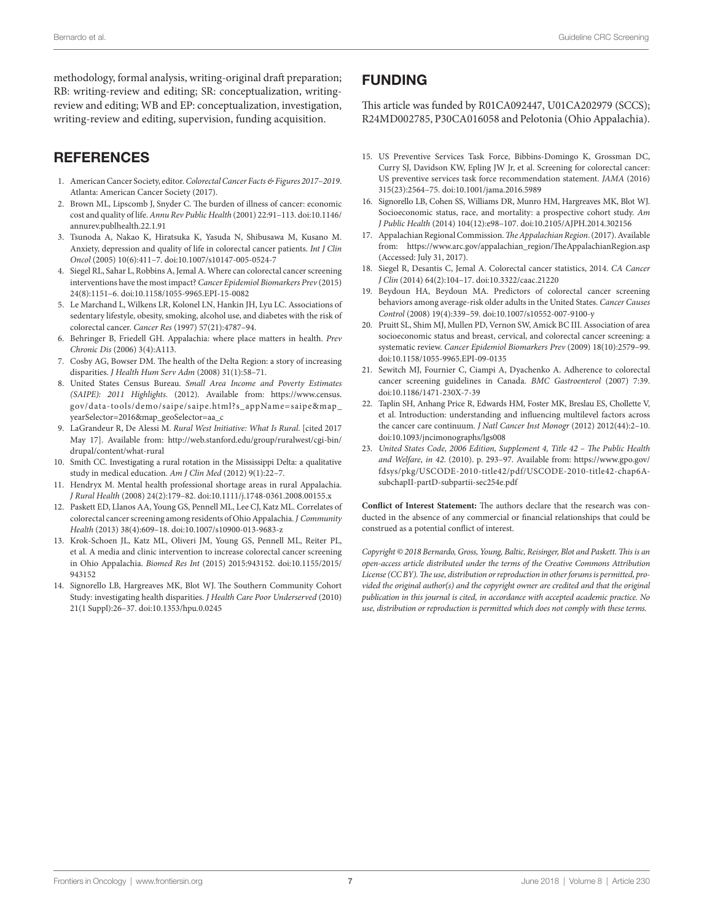methodology, formal analysis, writing-original draft preparation; RB: writing-review and editing; SR: conceptualization, writing-review and editing; WB and EP: conceptualization, investigation, writing-review and editing, supervision, funding acquisition.

## FUNDING

This article was funded by R01CA092447, U01CA202979 (SCCS); R24MD002785, P30CA016058 and Pelotonia (Ohio Appalachia).

## REFERENCES

1. American Cancer Society, editor. *Colorectal Cancer Facts & Figures 2017–2019*. Atlanta: American Cancer Society (2017).
2. Brown ML, Lipscomb J, Snyder C. The burden of illness of cancer: economic cost and quality of life. *Annu Rev Public Health* (2001) 22:91–113. doi:10.1146/annurev.publhealth.22.1.91
3. Tsunoda A, Nakao K, Hiratsuka K, Yasuda N, Shibusawa M, Kusano M. Anxiety, depression and quality of life in colorectal cancer patients. *Int J Clin Oncol* (2005) 10(6):411–7. doi:10.1007/s10147-005-0524-7
4. Siegel RL, Sahar L, Robbins A, Jemal A. Where can colorectal cancer screening interventions have the most impact? *Cancer Epidemiol Biomarkers Prev* (2015) 24(8):1151–6. doi:10.1158/1055-9965.EPI-15-0082
5. Le Marchand L, Wilkens LR, Kolonel LN, Hankin JH, Lyu LC. Associations of sedentary lifestyle, obesity, smoking, alcohol use, and diabetes with the risk of colorectal cancer. *Cancer Res* (1997) 57(21):4787–94.
6. Behringer B, Friedell GH. Appalachia: where place matters in health. *Prev Chronic Dis* (2006) 3(4):A113.
7. Cosby AG, Bowser DM. The health of the Delta Region: a story of increasing disparities. *J Health Hum Serv Adm* (2008) 31(1):58–71.
8. United States Census Bureau. *Small Area Income and Poverty Estimates (SAIPE): 2011 Highlights*. (2012). Available from: https://www.census.gov/data-tools/demo/saipe/saipe.html?s_appName=saipe&map_yearSelector=2016&map_geoSelector=aa_c
9. LaGrandeur R, De Alessi M. *Rural West Initiative: What Is Rural*. [cited 2017 May 17]. Available from: http://web.stanford.edu/group/ruralwest/cgi-bin/drupal/content/what-rural
10. Smith CC. Investigating a rural rotation in the Mississippi Delta: a qualitative study in medical education. *Am J Clin Med* (2012) 9(1):22–7.
11. Hendryx M. Mental health professional shortage areas in rural Appalachia. *J Rural Health* (2008) 24(2):179–82. doi:10.1111/j.1748-0361.2008.00155.x
12. Paskett ED, Llanos AA, Young GS, Pennell ML, Lee CJ, Katz ML. Correlates of colorectal cancer screening among residents of Ohio Appalachia. *J Community Health* (2013) 38(4):609–18. doi:10.1007/s10900-013-9683-z
13. Krok-Schoen JL, Katz ML, Oliveri JM, Young GS, Pennell ML, Reiter PL, et al. A media and clinic intervention to increase colorectal cancer screening in Ohio Appalachia. *Biomed Res Int* (2015) 2015:943152. doi:10.1155/2015/943152
14. Signorello LB, Hargreaves MK, Blot WJ. The Southern Community Cohort Study: investigating health disparities. *J Health Care Poor Underserved* (2010) 21(1 Suppl):26–37. doi:10.1353/hpu.0.0245
15. US Preventive Services Task Force, Bibbins-Domingo K, Grossman DC, Curry SJ, Davidson KW, Epling JW Jr, et al. Screening for colorectal cancer: US preventive services task force recommendation statement. *JAMA* (2016) 315(23):2564–75. doi:10.1001/jama.2016.5989
16. Signorello LB, Cohen SS, Williams DR, Munro HM, Hargreaves MK, Blot WJ. Socioeconomic status, race, and mortality: a prospective cohort study. *Am J Public Health* (2014) 104(12):e98–107. doi:10.2105/AJPH.2014.302156
17. Appalachian Regional Commission. *The Appalachian Region*. (2017). Available from: https://www.arc.gov/appalachian_region/TheAppalachianRegion.asp (Accessed: July 31, 2017).
18. Siegel R, Desantis C, Jemal A. Colorectal cancer statistics, 2014. *CA Cancer J Clin* (2014) 64(2):104–17. doi:10.3322/caac.21220
19. Beydoun HA, Beydoun MA. Predictors of colorectal cancer screening behaviors among average-risk older adults in the United States. *Cancer Causes Control* (2008) 19(4):339–59. doi:10.1007/s10552-007-9100-y
20. Pruitt SL, Shim MJ, Mullen PD, Vernon SW, Amick BC III. Association of area socioeconomic status and breast, cervical, and colorectal cancer screening: a systematic review. *Cancer Epidemiol Biomarkers Prev* (2009) 18(10):2579–99. doi:10.1158/1055-9965.EPI-09-0135
21. Sewitch MJ, Fournier C, Ciampi A, Dyachenko A. Adherence to colorectal cancer screening guidelines in Canada. *BMC Gastroenterol* (2007) 7:39. doi:10.1186/1471-230X-7-39
22. Taplin SH, Anhang Price R, Edwards HM, Foster MK, Breslau ES, Chollette V, et al. Introduction: understanding and influencing multilevel factors across the cancer care continuum. *J Natl Cancer Inst Monogr* (2012) 2012(44):2–10. doi:10.1093/jncimonographs/lgs008
23. *United States Code, 2006 Edition, Supplement 4, Title 42 – The Public Health and Welfare, in 42*. (2010). p. 293–97. Available from: https://www.gpo.gov/fdsys/pkg/USCODE-2010-title42/pdf/USCODE-2010-title42-chap6A-subchapII-partD-subpartii-sec254e.pdf

**Conflict of Interest Statement:** The authors declare that the research was conducted in the absence of any commercial or financial relationships that could be construed as a potential conflict of interest.

*Copyright © 2018 Bernardo, Gross, Young, Baltic, Reisinger, Blot and Paskett. This is an open-access article distributed under the terms of the Creative Commons Attribution License (CC BY). The use, distribution or reproduction in other forums is permitted, provided the original author(s) and the copyright owner are credited and that the original publication in this journal is cited, in accordance with accepted academic practice. No use, distribution or reproduction is permitted which does not comply with these terms.*